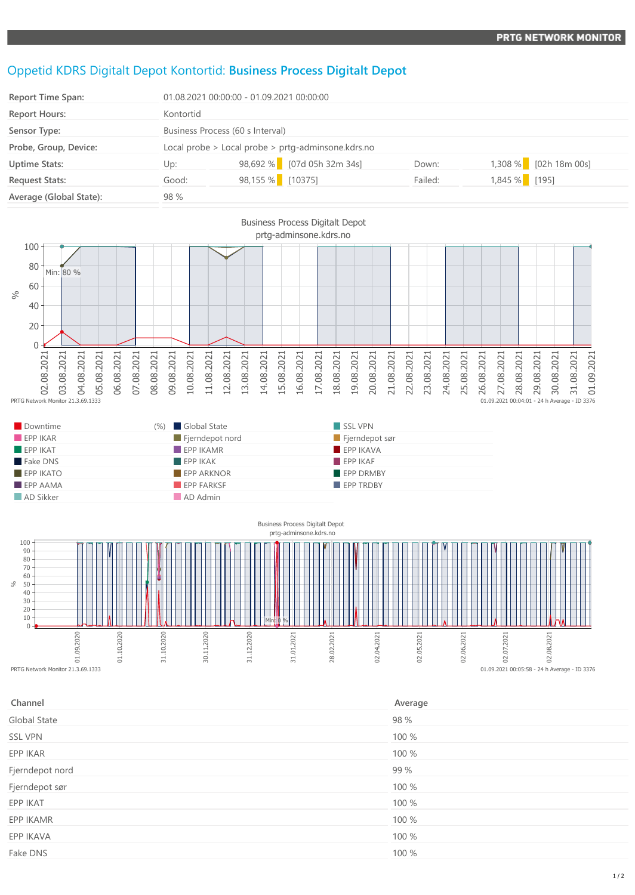# Oppetid KDRS Digitalt Depot Kontortid: **Business Process Digitalt Depot**

| | | | | | |
|---|---|---|---|---|---|
| Report Time Span: | 01.08.2021 00:00:00 - 01.09.2021 00:00:00 | | | | |
| Report Hours: | Kontortid | | | | |
| Sensor Type: | Business Process (60 s Interval) | | | | |
| Probe, Group, Device: | Local probe > Local probe > prtg-adminsone.kdrs.no | | | | |
| Uptime Stats: | Up: 98,692 % | [07d 05h 32m 34s] | Down: | 1,308 % | [02h 18m 00s] |
| Request Stats: | Good: 98,155 % | [10375] | Failed: | 1,845 % | [195] |
| Average (Global State): | 98 % | | | | |

Business Process Digitalt Depot
prtg-adminsone.kdrs.no

PRTG Network Monitor 21.3.69.1333 — 01.09.2021 00:04:01 - 24 h Average - ID 3376

Legend: Downtime (%), Global State, SSL VPN, EPP IKAR, Fjerndepot nord, Fjerndepot sør, EPP IKAT, EPP IKAMR, EPP IKAVA, Fake DNS, EPP IKAK, EPP IKAF, EPP IKATO, EPP ARKNOR, EPP DRMBY, EPP AAMA, EPP FARKSF, EPP TRDBY, AD Sikker, AD Admin

Business Process Digitalt Depot
prtg-adminsone.kdrs.no

PRTG Network Monitor 21.3.69.1333 — 01.09.2021 00:05:58 - 24 h Average - ID 3376

| Channel | Average |
|---|---|
| Global State | 98 % |
| SSL VPN | 100 % |
| EPP IKAR | 100 % |
| Fjerndepot nord | 99 % |
| Fjerndepot sør | 100 % |
| EPP IKAT | 100 % |
| EPP IKAMR | 100 % |
| EPP IKAVA | 100 % |
| Fake DNS | 100 % |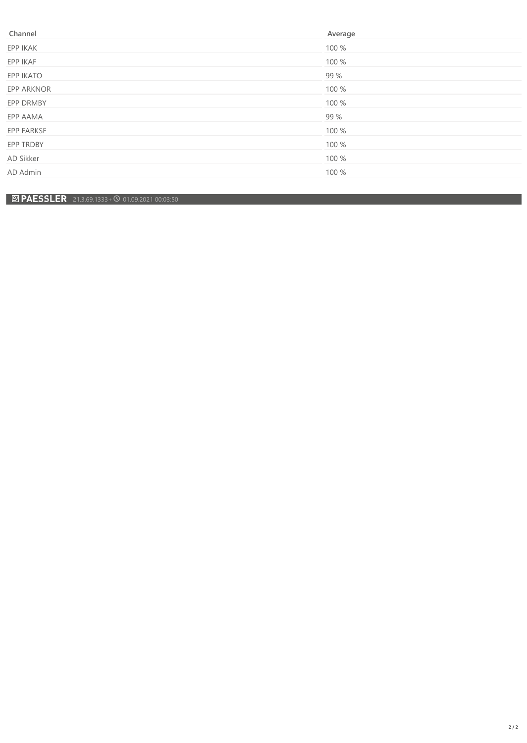| Channel | Average |
|---|---|
| EPP IKAK | 100 % |
| EPP IKAF | 100 % |
| EPP IKATO | 99 % |
| EPP ARKNOR | 100 % |
| EPP DRMBY | 100 % |
| EPP AAMA | 99 % |
| EPP FARKSF | 100 % |
| EPP TRDBY | 100 % |
| AD Sikker | 100 % |
| AD Admin | 100 % |

PAESSLER 21.3.69.1333+ 01.09.2021 00:03:50